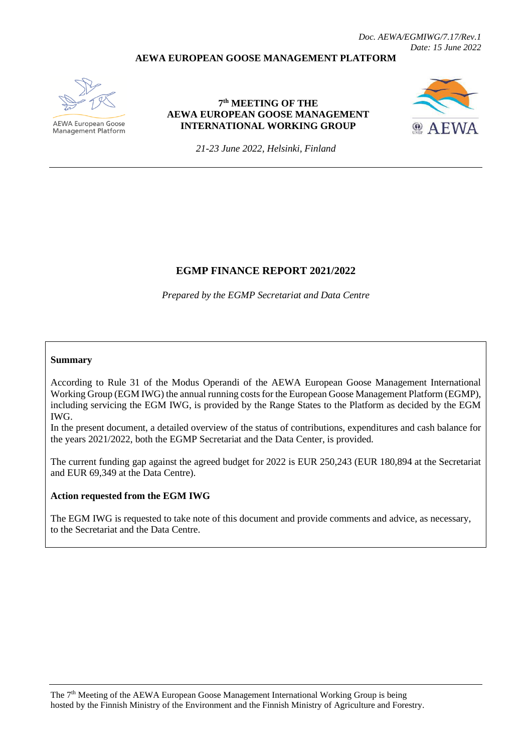*Doc. AEWA/EGMIWG/7.17/Rev.1*
*Date: 15 June 2022*

**AEWA EUROPEAN GOOSE MANAGEMENT PLATFORM**

AEWA European Goose Management Platform

**7th MEETING OF THE AEWA EUROPEAN GOOSE MANAGEMENT INTERNATIONAL WORKING GROUP**

AEWA

*21-23 June 2022, Helsinki, Finland*

---

# EGMP FINANCE REPORT 2021/2022

*Prepared by the EGMP Secretariat and Data Centre*

**Summary**

According to Rule 31 of the Modus Operandi of the AEWA European Goose Management International Working Group (EGM IWG) the annual running costs for the European Goose Management Platform (EGMP), including servicing the EGM IWG, is provided by the Range States to the Platform as decided by the EGM IWG.

In the present document, a detailed overview of the status of contributions, expenditures and cash balance for the years 2021/2022, both the EGMP Secretariat and the Data Center, is provided.

The current funding gap against the agreed budget for 2022 is EUR 250,243 (EUR 180,894 at the Secretariat and EUR 69,349 at the Data Centre).

**Action requested from the EGM IWG**

The EGM IWG is requested to take note of this document and provide comments and advice, as necessary, to the Secretariat and the Data Centre.

---

The 7th Meeting of the AEWA European Goose Management International Working Group is being hosted by the Finnish Ministry of the Environment and the Finnish Ministry of Agriculture and Forestry.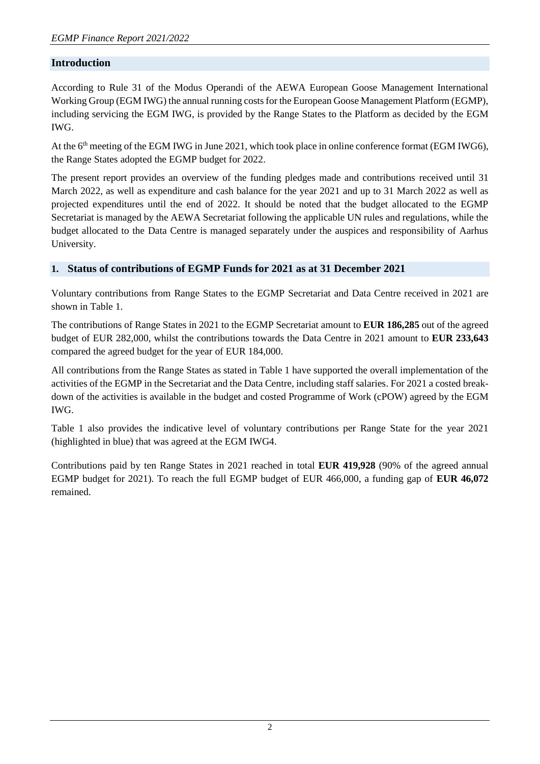## Introduction

According to Rule 31 of the Modus Operandi of the AEWA European Goose Management International Working Group (EGM IWG) the annual running costs for the European Goose Management Platform (EGMP), including servicing the EGM IWG, is provided by the Range States to the Platform as decided by the EGM IWG.

At the 6th meeting of the EGM IWG in June 2021, which took place in online conference format (EGM IWG6), the Range States adopted the EGMP budget for 2022.

The present report provides an overview of the funding pledges made and contributions received until 31 March 2022, as well as expenditure and cash balance for the year 2021 and up to 31 March 2022 as well as projected expenditures until the end of 2022. It should be noted that the budget allocated to the EGMP Secretariat is managed by the AEWA Secretariat following the applicable UN rules and regulations, while the budget allocated to the Data Centre is managed separately under the auspices and responsibility of Aarhus University.

## 1. Status of contributions of EGMP Funds for 2021 as at 31 December 2021

Voluntary contributions from Range States to the EGMP Secretariat and Data Centre received in 2021 are shown in Table 1.

The contributions of Range States in 2021 to the EGMP Secretariat amount to **EUR 186,285** out of the agreed budget of EUR 282,000, whilst the contributions towards the Data Centre in 2021 amount to **EUR 233,643** compared the agreed budget for the year of EUR 184,000.

All contributions from the Range States as stated in Table 1 have supported the overall implementation of the activities of the EGMP in the Secretariat and the Data Centre, including staff salaries. For 2021 a costed break-down of the activities is available in the budget and costed Programme of Work (cPOW) agreed by the EGM IWG.

Table 1 also provides the indicative level of voluntary contributions per Range State for the year 2021 (highlighted in blue) that was agreed at the EGM IWG4.

Contributions paid by ten Range States in 2021 reached in total **EUR 419,928** (90% of the agreed annual EGMP budget for 2021). To reach the full EGMP budget of EUR 466,000, a funding gap of **EUR 46,072** remained.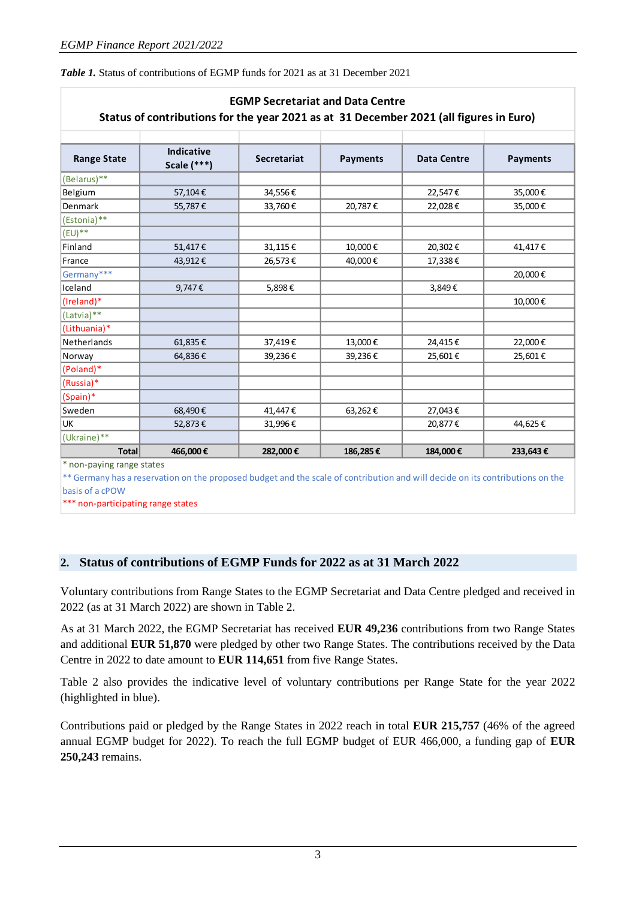***Table 1.*** Status of contributions of EGMP funds for 2021 as at 31 December 2021

| EGMP Secretariat and Data Centre<br>Status of contributions for the year 2021 as at 31 December 2021 (all figures in Euro) | | | | | |
|---|---|---|---|---|---|
| **Range State** | **Indicative Scale (***)** | **Secretariat** | **Payments** | **Data Centre** | **Payments** |
| (Belarus)** | | | | | |
| Belgium | 57,104 € | 34,556 € | | 22,547 € | 35,000 € |
| Denmark | 55,787 € | 33,760 € | 20,787 € | 22,028 € | 35,000 € |
| (Estonia)** | | | | | |
| (EU)** | | | | | |
| Finland | 51,417 € | 31,115 € | 10,000 € | 20,302 € | 41,417 € |
| France | 43,912 € | 26,573 € | 40,000 € | 17,338 € | |
| Germany*** | | | | | 20,000 € |
| Iceland | 9,747 € | 5,898 € | | 3,849 € | |
| (Ireland)* | | | | | 10,000 € |
| (Latvia)** | | | | | |
| (Lithuania)* | | | | | |
| Netherlands | 61,835 € | 37,419 € | 13,000 € | 24,415 € | 22,000 € |
| Norway | 64,836 € | 39,236 € | 39,236 € | 25,601 € | 25,601 € |
| (Poland)* | | | | | |
| (Russia)* | | | | | |
| (Spain)* | | | | | |
| Sweden | 68,490 € | 41,447 € | 63,262 € | 27,043 € | |
| UK | 52,873 € | 31,996 € | | 20,877 € | 44,625 € |
| (Ukraine)** | | | | | |
| **Total** | **466,000 €** | **282,000 €** | **186,285 €** | **184,000 €** | **233,643 €** |

\* non-paying range states
** Germany has a reservation on the proposed budget and the scale of contribution and will decide on its contributions on the basis of a cPOW
*** non-participating range states

## 2. Status of contributions of EGMP Funds for 2022 as at 31 March 2022

Voluntary contributions from Range States to the EGMP Secretariat and Data Centre pledged and received in 2022 (as at 31 March 2022) are shown in Table 2.

As at 31 March 2022, the EGMP Secretariat has received **EUR 49,236** contributions from two Range States and additional **EUR 51,870** were pledged by other two Range States. The contributions received by the Data Centre in 2022 to date amount to **EUR 114,651** from five Range States.

Table 2 also provides the indicative level of voluntary contributions per Range State for the year 2022 (highlighted in blue).

Contributions paid or pledged by the Range States in 2022 reach in total **EUR 215,757** (46% of the agreed annual EGMP budget for 2022). To reach the full EGMP budget of EUR 466,000, a funding gap of **EUR 250,243** remains.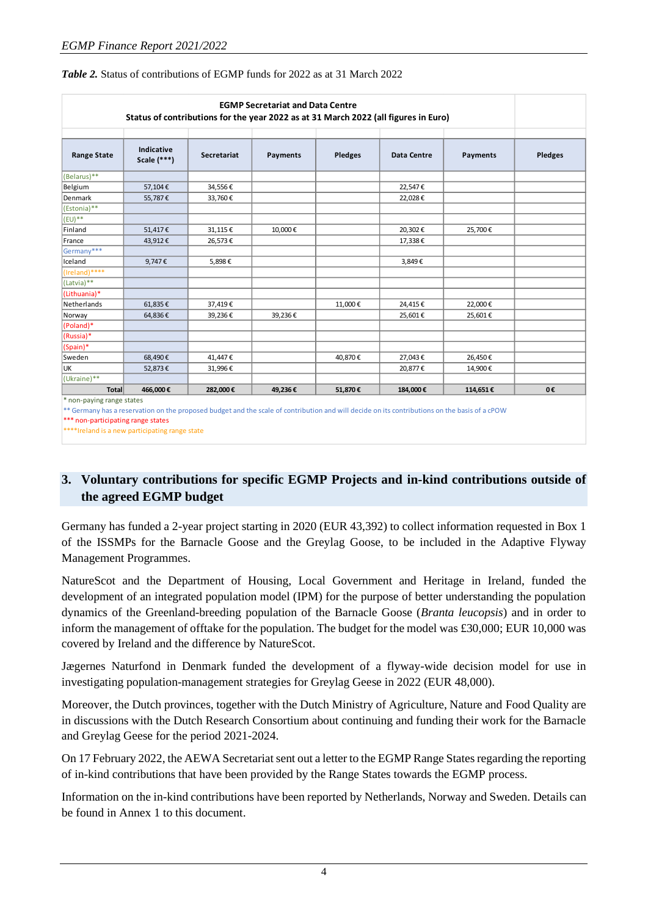***Table 2.*** Status of contributions of EGMP funds for 2022 as at 31 March 2022

| EGMP Secretariat and Data Centre<br>Status of contributions for the year 2022 as at 31 March 2022 (all figures in Euro) | | | | | | | |
|---|---|---|---|---|---|---|---|
| **Range State** | **Indicative Scale (***)** | **Secretariat** | **Payments** | **Pledges** | **Data Centre** | **Payments** | **Pledges** |
| (Belarus)** | | | | | | | |
| Belgium | 57,104 € | 34,556 € | | | 22,547 € | | |
| Denmark | 55,787 € | 33,760 € | | | 22,028 € | | |
| (Estonia)** | | | | | | | |
| (EU)** | | | | | | | |
| Finland | 51,417 € | 31,115 € | 10,000 € | | 20,302 € | 25,700 € | |
| France | 43,912 € | 26,573 € | | | 17,338 € | | |
| Germany*** | | | | | | | |
| Iceland | 9,747 € | 5,898 € | | | 3,849 € | | |
| (Ireland)**** | | | | | | | |
| (Latvia)** | | | | | | | |
| (Lithuania)* | | | | | | | |
| Netherlands | 61,835 € | 37,419 € | | 11,000 € | 24,415 € | 22,000 € | |
| Norway | 64,836 € | 39,236 € | 39,236 € | | 25,601 € | 25,601 € | |
| (Poland)* | | | | | | | |
| (Russia)* | | | | | | | |
| (Spain)* | | | | | | | |
| Sweden | 68,490 € | 41,447 € | | 40,870 € | 27,043 € | 26,450 € | |
| UK | 52,873 € | 31,996 € | | | 20,877 € | 14,900 € | |
| (Ukraine)** | | | | | | | |
| **Total** | **466,000 €** | **282,000 €** | **49,236 €** | **51,870 €** | **184,000 €** | **114,651 €** | **0 €** |

\* non-paying range states

** Germany has a reservation on the proposed budget and the scale of contribution and will decide on its contributions on the basis of a cPOW

*** non-participating range states

****Ireland is a new participating range state

## 3. Voluntary contributions for specific EGMP Projects and in-kind contributions outside of the agreed EGMP budget

Germany has funded a 2-year project starting in 2020 (EUR 43,392) to collect information requested in Box 1 of the ISSMPs for the Barnacle Goose and the Greylag Goose, to be included in the Adaptive Flyway Management Programmes.

NatureScot and the Department of Housing, Local Government and Heritage in Ireland, funded the development of an integrated population model (IPM) for the purpose of better understanding the population dynamics of the Greenland-breeding population of the Barnacle Goose (*Branta leucopsis*) and in order to inform the management of offtake for the population. The budget for the model was £30,000; EUR 10,000 was covered by Ireland and the difference by NatureScot.

Jægernes Naturfond in Denmark funded the development of a flyway-wide decision model for use in investigating population-management strategies for Greylag Geese in 2022 (EUR 48,000).

Moreover, the Dutch provinces, together with the Dutch Ministry of Agriculture, Nature and Food Quality are in discussions with the Dutch Research Consortium about continuing and funding their work for the Barnacle and Greylag Geese for the period 2021-2024.

On 17 February 2022, the AEWA Secretariat sent out a letter to the EGMP Range States regarding the reporting of in-kind contributions that have been provided by the Range States towards the EGMP process.

Information on the in-kind contributions have been reported by Netherlands, Norway and Sweden. Details can be found in Annex 1 to this document.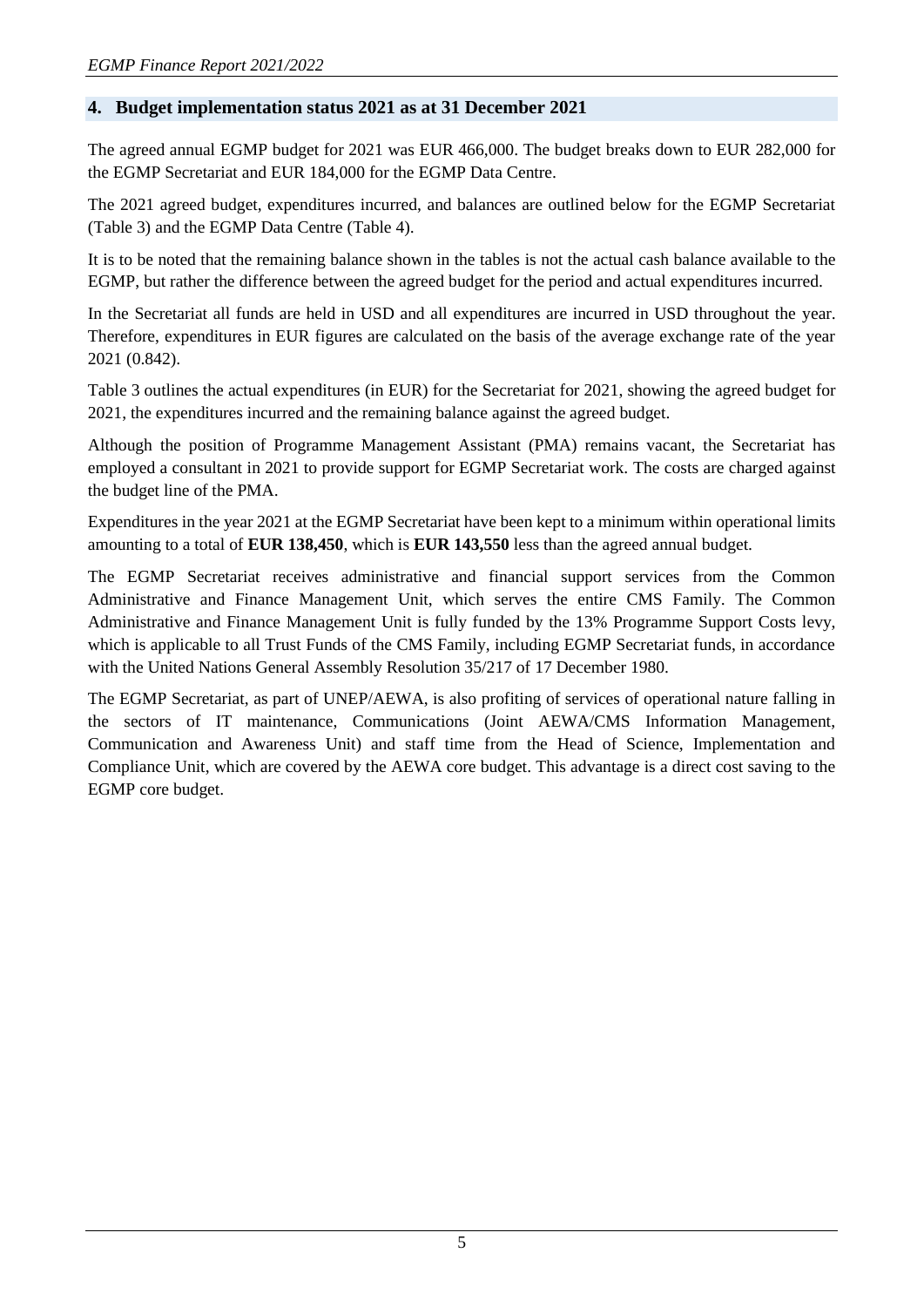## 4. Budget implementation status 2021 as at 31 December 2021

The agreed annual EGMP budget for 2021 was EUR 466,000. The budget breaks down to EUR 282,000 for the EGMP Secretariat and EUR 184,000 for the EGMP Data Centre.

The 2021 agreed budget, expenditures incurred, and balances are outlined below for the EGMP Secretariat (Table 3) and the EGMP Data Centre (Table 4).

It is to be noted that the remaining balance shown in the tables is not the actual cash balance available to the EGMP, but rather the difference between the agreed budget for the period and actual expenditures incurred.

In the Secretariat all funds are held in USD and all expenditures are incurred in USD throughout the year. Therefore, expenditures in EUR figures are calculated on the basis of the average exchange rate of the year 2021 (0.842).

Table 3 outlines the actual expenditures (in EUR) for the Secretariat for 2021, showing the agreed budget for 2021, the expenditures incurred and the remaining balance against the agreed budget.

Although the position of Programme Management Assistant (PMA) remains vacant, the Secretariat has employed a consultant in 2021 to provide support for EGMP Secretariat work. The costs are charged against the budget line of the PMA.

Expenditures in the year 2021 at the EGMP Secretariat have been kept to a minimum within operational limits amounting to a total of **EUR 138,450**, which is **EUR 143,550** less than the agreed annual budget.

The EGMP Secretariat receives administrative and financial support services from the Common Administrative and Finance Management Unit, which serves the entire CMS Family. The Common Administrative and Finance Management Unit is fully funded by the 13% Programme Support Costs levy, which is applicable to all Trust Funds of the CMS Family, including EGMP Secretariat funds, in accordance with the United Nations General Assembly Resolution 35/217 of 17 December 1980.

The EGMP Secretariat, as part of UNEP/AEWA, is also profiting of services of operational nature falling in the sectors of IT maintenance, Communications (Joint AEWA/CMS Information Management, Communication and Awareness Unit) and staff time from the Head of Science, Implementation and Compliance Unit, which are covered by the AEWA core budget. This advantage is a direct cost saving to the EGMP core budget.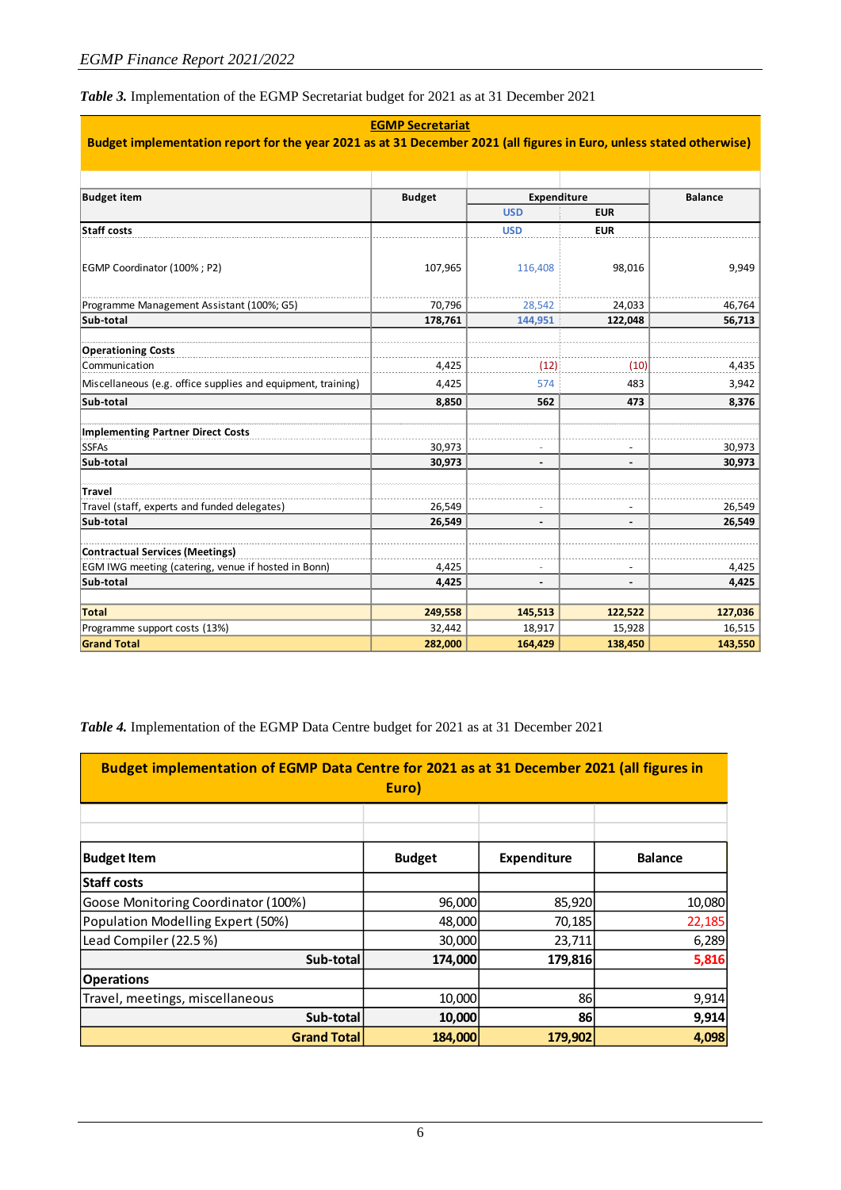*Table 3.* Implementation of the EGMP Secretariat budget for 2021 as at 31 December 2021

| **EGMP Secretariat**<br>**Budget implementation report for the year 2021 as at 31 December 2021 (all figures in Euro, unless stated otherwise)** | | | | |
|---|---|---|---|---|
| **Budget item** | **Budget** | **Expenditure** | | **Balance** |
| | | **USD** | **EUR** | |
| **Staff costs** | | **USD** | **EUR** | |
| EGMP Coordinator (100% ; P2) | 107,965 | 116,408 | 98,016 | 9,949 |
| Programme Management Assistant (100%; G5) | 70,796 | 28,542 | 24,033 | 46,764 |
| **Sub-total** | **178,761** | **144,951** | **122,048** | **56,713** |
| **Operationing Costs** | | | | |
| Communication | 4,425 | (12) | (10) | 4,435 |
| Miscellaneous (e.g. office supplies and equipment, training) | 4,425 | 574 | 483 | 3,942 |
| **Sub-total** | **8,850** | **562** | **473** | **8,376** |
| **Implementing Partner Direct Costs** | | | | |
| SSFAs | 30,973 | - | - | 30,973 |
| **Sub-total** | **30,973** | **-** | **-** | **30,973** |
| **Travel** | | | | |
| Travel (staff, experts and funded delegates) | 26,549 | - | - | 26,549 |
| **Sub-total** | **26,549** | **-** | **-** | **26,549** |
| **Contractual Services (Meetings)** | | | | |
| EGM IWG meeting (catering, venue if hosted in Bonn) | 4,425 | - | - | 4,425 |
| **Sub-total** | **4,425** | **-** | **-** | **4,425** |
| **Total** | **249,558** | **145,513** | **122,522** | **127,036** |
| Programme support costs (13%) | 32,442 | 18,917 | 15,928 | 16,515 |
| **Grand Total** | **282,000** | **164,429** | **138,450** | **143,550** |

*Table 4.* Implementation of the EGMP Data Centre budget for 2021 as at 31 December 2021

| **Budget implementation of EGMP Data Centre for 2021 as at 31 December 2021 (all figures in Euro)** | | | |
|---|---|---|---|
| **Budget Item** | **Budget** | **Expenditure** | **Balance** |
| **Staff costs** | | | |
| Goose Monitoring Coordinator (100%) | 96,000 | 85,920 | 10,080 |
| Population Modelling Expert (50%) | 48,000 | 70,185 | 22,185 |
| Lead Compiler (22.5 %) | 30,000 | 23,711 | 6,289 |
| **Sub-total** | **174,000** | **179,816** | **5,816** |
| **Operations** | | | |
| Travel, meetings, miscellaneous | 10,000 | 86 | 9,914 |
| **Sub-total** | **10,000** | **86** | **9,914** |
| **Grand Total** | **184,000** | **179,902** | **4,098** |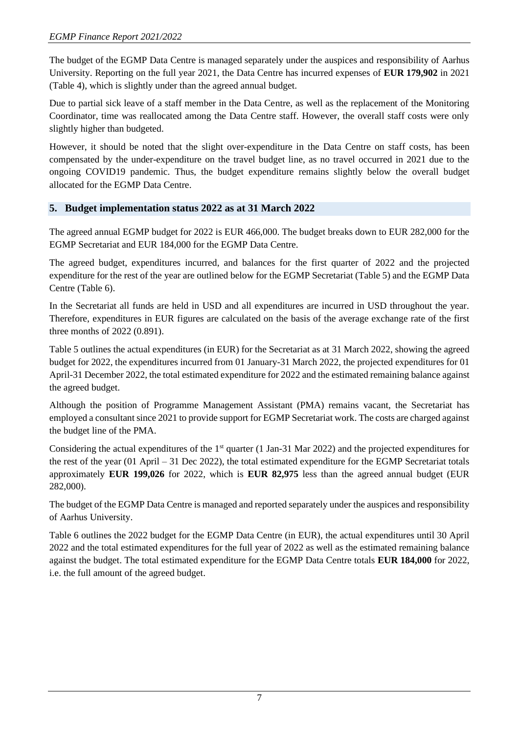The budget of the EGMP Data Centre is managed separately under the auspices and responsibility of Aarhus University. Reporting on the full year 2021, the Data Centre has incurred expenses of **EUR 179,902** in 2021 (Table 4), which is slightly under than the agreed annual budget.

Due to partial sick leave of a staff member in the Data Centre, as well as the replacement of the Monitoring Coordinator, time was reallocated among the Data Centre staff. However, the overall staff costs were only slightly higher than budgeted.

However, it should be noted that the slight over-expenditure in the Data Centre on staff costs, has been compensated by the under-expenditure on the travel budget line, as no travel occurred in 2021 due to the ongoing COVID19 pandemic. Thus, the budget expenditure remains slightly below the overall budget allocated for the EGMP Data Centre.

## 5. Budget implementation status 2022 as at 31 March 2022

The agreed annual EGMP budget for 2022 is EUR 466,000. The budget breaks down to EUR 282,000 for the EGMP Secretariat and EUR 184,000 for the EGMP Data Centre.

The agreed budget, expenditures incurred, and balances for the first quarter of 2022 and the projected expenditure for the rest of the year are outlined below for the EGMP Secretariat (Table 5) and the EGMP Data Centre (Table 6).

In the Secretariat all funds are held in USD and all expenditures are incurred in USD throughout the year. Therefore, expenditures in EUR figures are calculated on the basis of the average exchange rate of the first three months of 2022 (0.891).

Table 5 outlines the actual expenditures (in EUR) for the Secretariat as at 31 March 2022, showing the agreed budget for 2022, the expenditures incurred from 01 January-31 March 2022, the projected expenditures for 01 April-31 December 2022, the total estimated expenditure for 2022 and the estimated remaining balance against the agreed budget.

Although the position of Programme Management Assistant (PMA) remains vacant, the Secretariat has employed a consultant since 2021 to provide support for EGMP Secretariat work. The costs are charged against the budget line of the PMA.

Considering the actual expenditures of the 1st quarter (1 Jan-31 Mar 2022) and the projected expenditures for the rest of the year (01 April – 31 Dec 2022), the total estimated expenditure for the EGMP Secretariat totals approximately **EUR 199,026** for 2022, which is **EUR 82,975** less than the agreed annual budget (EUR 282,000).

The budget of the EGMP Data Centre is managed and reported separately under the auspices and responsibility of Aarhus University.

Table 6 outlines the 2022 budget for the EGMP Data Centre (in EUR), the actual expenditures until 30 April 2022 and the total estimated expenditures for the full year of 2022 as well as the estimated remaining balance against the budget. The total estimated expenditure for the EGMP Data Centre totals **EUR 184,000** for 2022, i.e. the full amount of the agreed budget.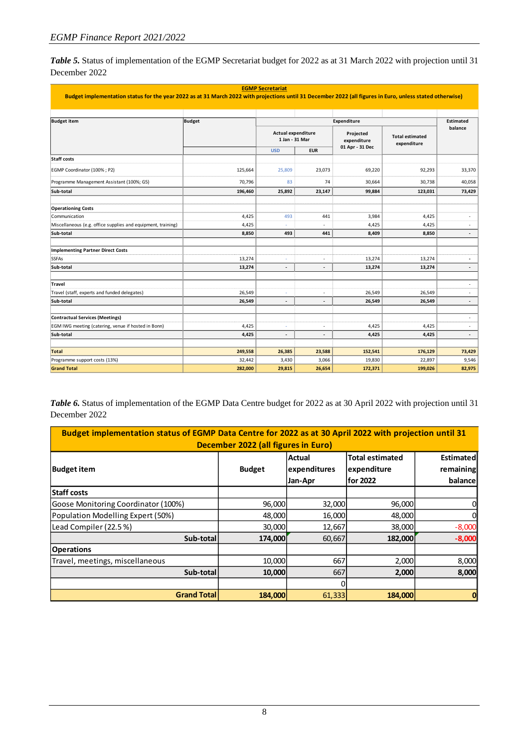***Table 5.*** Status of implementation of the EGMP Secretariat budget for 2022 as at 31 March 2022 with projection until 31 December 2022

| **EGMP Secretariat** Budget implementation status for the year 2022 as at 31 March 2022 with projections until 31 December 2022 (all figures in Euro, unless stated otherwise) | | | | | | |
|---|---|---|---|---|---|---|
| **Budget item** | **Budget** | **Expenditure** | | | | **Estimated balance** |
| | | **Actual expenditure 1 Jan - 31 Mar** | | **Projected expenditure 01 Apr - 31 Dec** | **Total estimated expenditure** | |
| | | **USD** | **EUR** | | | |
| **Staff costs** | | | | | | |
| EGMP Coordinator (100% ; P2) | 125,664 | 25,809 | 23,073 | 69,220 | 92,293 | 33,370 |
| Programme Management Assistant (100%; G5) | 70,796 | 83 | 74 | 30,664 | 30,738 | 40,058 |
| **Sub-total** | **196,460** | **25,892** | **23,147** | **99,884** | **123,031** | **73,429** |
| | | | | | | |
| **Operationing Costs** | | | | | | |
| Communication | 4,425 | 493 | 441 | 3,984 | 4,425 | - |
| Miscellaneous (e.g. office supplies and equipment, training) | 4,425 | - | - | 4,425 | 4,425 | - |
| **Sub-total** | **8,850** | **493** | **441** | **8,409** | **8,850** | **-** |
| | | | | | | |
| **Implementing Partner Direct Costs** | | | | | | |
| SSFAs | 13,274 | - | - | 13,274 | 13,274 | - |
| **Sub-total** | **13,274** | **-** | **-** | **13,274** | **13,274** | **-** |
| | | | | | | |
| **Travel** | | | | | | - |
| Travel (staff, experts and funded delegates) | 26,549 | - | - | 26,549 | 26,549 | - |
| **Sub-total** | **26,549** | **-** | **-** | **26,549** | **26,549** | **-** |
| | | | | | | |
| **Contractual Services (Meetings)** | | | | | | - |
| EGM IWG meeting (catering, venue if hosted in Bonn) | 4,425 | - | - | 4,425 | 4,425 | - |
| **Sub-total** | **4,425** | **-** | **-** | **4,425** | **4,425** | **-** |
| | | | | | | |
| **Total** | **249,558** | **26,385** | **23,588** | **152,541** | **176,129** | **73,429** |
| Programme support costs (13%) | 32,442 | 3,430 | 3,066 | 19,830 | 22,897 | 9,546 |
| **Grand Total** | **282,000** | **29,815** | **26,654** | **172,371** | **199,026** | **82,975** |

***Table 6.*** Status of implementation of the EGMP Data Centre budget for 2022 as at 30 April 2022 with projection until 31 December 2022

| **Budget implementation status of EGMP Data Centre for 2022 as at 30 April 2022 with projection until 31 December 2022 (all figures in Euro)** | | | | |
|---|---|---|---|---|
| **Budget item** | **Budget** | **Actual expenditures Jan-Apr** | **Total estimated expenditure for 2022** | **Estimated remaining balance** |
| **Staff costs** | | | | |
| Goose Monitoring Coordinator (100%) | 96,000 | 32,000 | 96,000 | 0 |
| Population Modelling Expert (50%) | 48,000 | 16,000 | 48,000 | 0 |
| Lead Compiler (22.5 %) | 30,000 | 12,667 | 38,000 | -8,000 |
| **Sub-total** | **174,000** | 60,667 | **182,000** | **-8,000** |
| **Operations** | | | | |
| Travel, meetings, miscellaneous | 10,000 | 667 | 2,000 | 8,000 |
| **Sub-total** | **10,000** | 667 | **2,000** | **8,000** |
| | | 0 | | |
| **Grand Total** | **184,000** | 61,333 | **184,000** | **0** |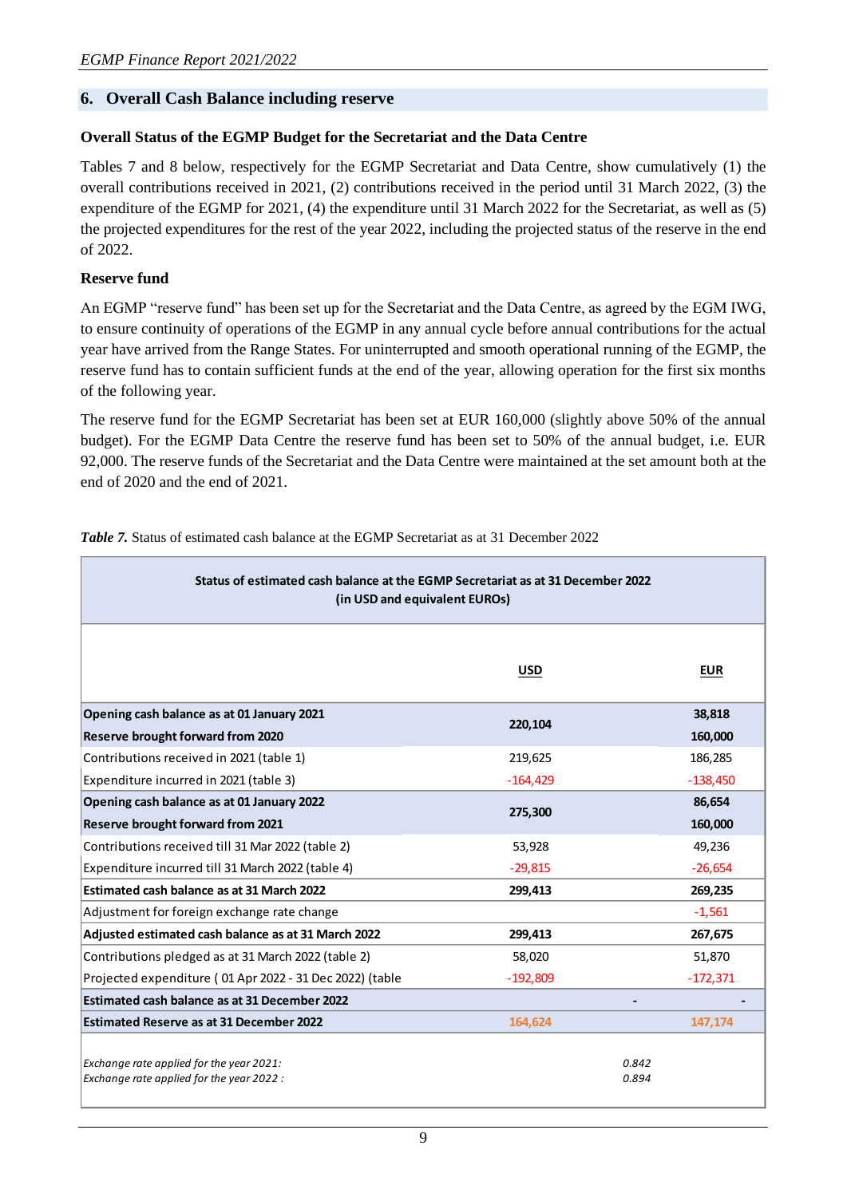## 6. Overall Cash Balance including reserve

**Overall Status of the EGMP Budget for the Secretariat and the Data Centre**

Tables 7 and 8 below, respectively for the EGMP Secretariat and Data Centre, show cumulatively (1) the overall contributions received in 2021, (2) contributions received in the period until 31 March 2022, (3) the expenditure of the EGMP for 2021, (4) the expenditure until 31 March 2022 for the Secretariat, as well as (5) the projected expenditures for the rest of the year 2022, including the projected status of the reserve in the end of 2022.

**Reserve fund**

An EGMP "reserve fund" has been set up for the Secretariat and the Data Centre, as agreed by the EGM IWG, to ensure continuity of operations of the EGMP in any annual cycle before annual contributions for the actual year have arrived from the Range States. For uninterrupted and smooth operational running of the EGMP, the reserve fund has to contain sufficient funds at the end of the year, allowing operation for the first six months of the following year.

The reserve fund for the EGMP Secretariat has been set at EUR 160,000 (slightly above 50% of the annual budget). For the EGMP Data Centre the reserve fund has been set to 50% of the annual budget, i.e. EUR 92,000. The reserve funds of the Secretariat and the Data Centre were maintained at the set amount both at the end of 2020 and the end of 2021.

***Table 7.*** Status of estimated cash balance at the EGMP Secretariat as at 31 December 2022

| Status of estimated cash balance at the EGMP Secretariat as at 31 December 2022 (in USD and equivalent EUROs) | | |
|---|---|---|
| | **USD** | **EUR** |
| **Opening cash balance as at 01 January 2021** | **220,104** | **38,818** |
| **Reserve brought forward from 2020** | | **160,000** |
| Contributions received in 2021 (table 1) | 219,625 | 186,285 |
| Expenditure incurred in 2021 (table 3) | -164,429 | -138,450 |
| **Opening cash balance as at 01 January 2022** | **275,300** | **86,654** |
| **Reserve brought forward from 2021** | | **160,000** |
| Contributions received till 31 Mar 2022 (table 2) | 53,928 | 49,236 |
| Expenditure incurred till 31 March 2022 (table 4) | -29,815 | -26,654 |
| **Estimated cash balance as at 31 March 2022** | **299,413** | **269,235** |
| Adjustment for foreign exchange rate change | | -1,561 |
| **Adjusted estimated cash balance as at 31 March 2022** | **299,413** | **267,675** |
| Contributions pledged as at 31 March 2022 (table 2) | 58,020 | 51,870 |
| Projected expenditure ( 01 Apr 2022 - 31 Dec 2022) (table | -192,809 | -172,371 |
| **Estimated cash balance as at 31 December 2022** | **-** | **-** |
| **Estimated Reserve as at 31 December 2022** | **164,624** | **147,174** |
| *Exchange rate applied for the year 2021:* | *0.842* | |
| *Exchange rate applied for the year 2022 :* | *0.894* | |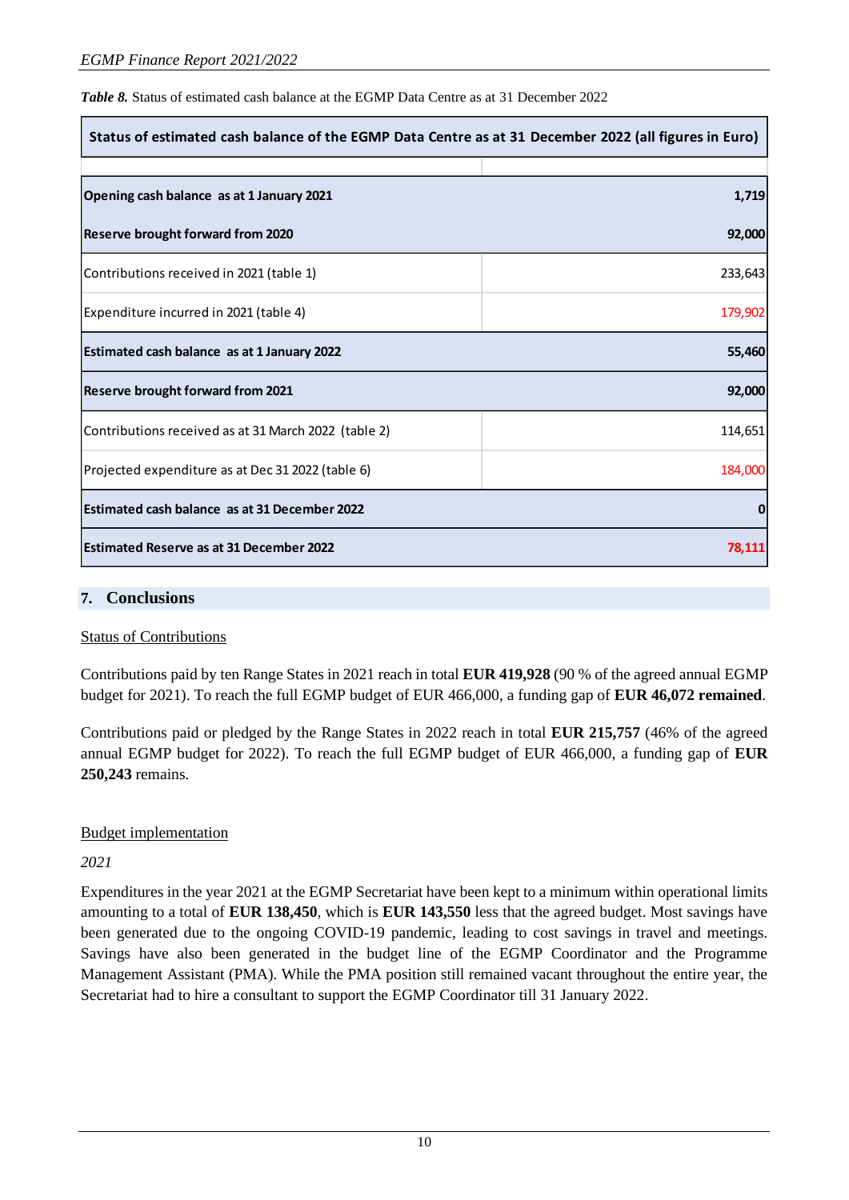***Table 8.*** Status of estimated cash balance at the EGMP Data Centre as at 31 December 2022

| Status of estimated cash balance of the EGMP Data Centre as at 31 December 2022 (all figures in Euro) | |
|---|---|
| **Opening cash balance as at 1 January 2021** | **1,719** |
| **Reserve brought forward from 2020** | **92,000** |
| Contributions received in 2021 (table 1) | 233,643 |
| Expenditure incurred in 2021 (table 4) | 179,902 |
| **Estimated cash balance as at 1 January 2022** | **55,460** |
| **Reserve brought forward from 2021** | **92,000** |
| Contributions received as at 31 March 2022 (table 2) | 114,651 |
| Projected expenditure as at Dec 31 2022 (table 6) | 184,000 |
| **Estimated cash balance as at 31 December 2022** | **0** |
| **Estimated Reserve as at 31 December 2022** | **78,111** |

## 7. Conclusions

Status of Contributions

Contributions paid by ten Range States in 2021 reach in total **EUR 419,928** (90 % of the agreed annual EGMP budget for 2021). To reach the full EGMP budget of EUR 466,000, a funding gap of **EUR 46,072 remained**.

Contributions paid or pledged by the Range States in 2022 reach in total **EUR 215,757** (46% of the agreed annual EGMP budget for 2022). To reach the full EGMP budget of EUR 466,000, a funding gap of **EUR 250,243** remains.

Budget implementation

*2021*

Expenditures in the year 2021 at the EGMP Secretariat have been kept to a minimum within operational limits amounting to a total of **EUR 138,450**, which is **EUR 143,550** less that the agreed budget. Most savings have been generated due to the ongoing COVID-19 pandemic, leading to cost savings in travel and meetings. Savings have also been generated in the budget line of the EGMP Coordinator and the Programme Management Assistant (PMA). While the PMA position still remained vacant throughout the entire year, the Secretariat had to hire a consultant to support the EGMP Coordinator till 31 January 2022.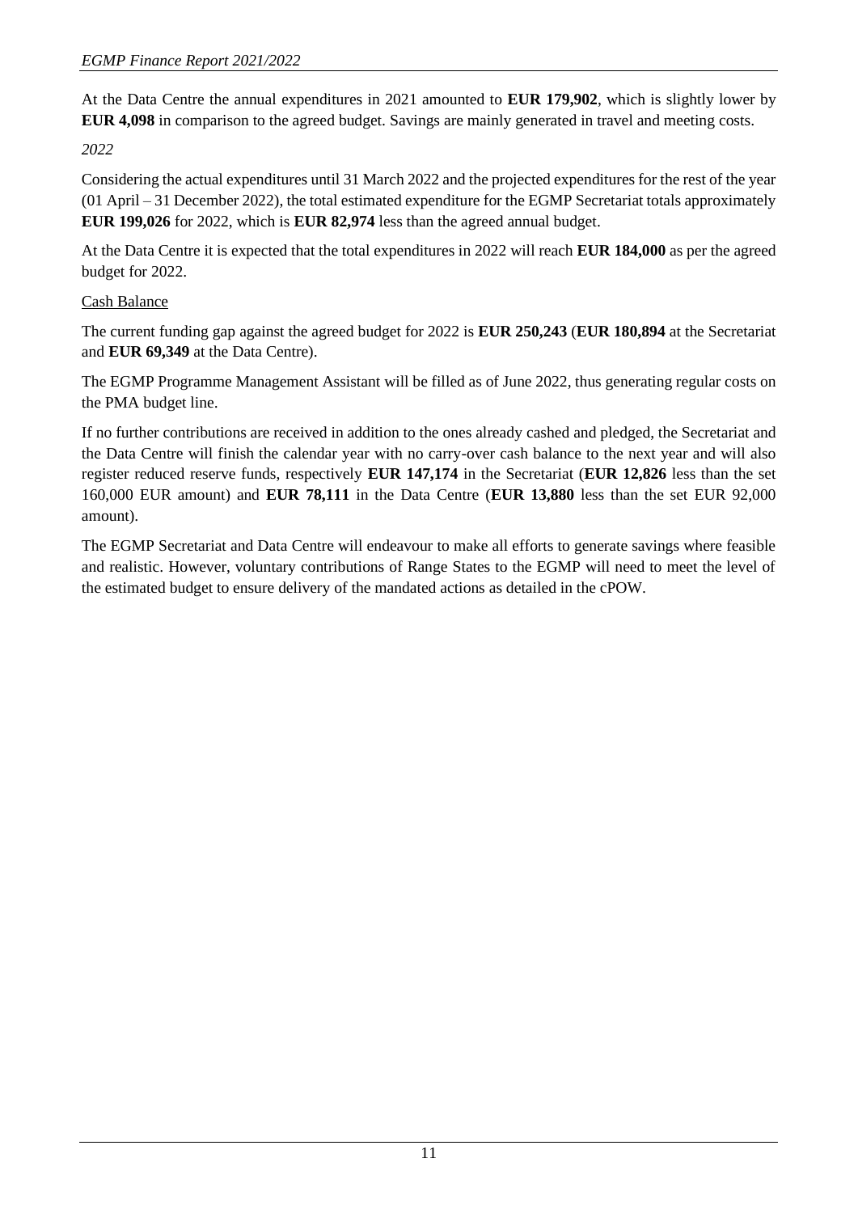At the Data Centre the annual expenditures in 2021 amounted to **EUR 179,902**, which is slightly lower by **EUR 4,098** in comparison to the agreed budget. Savings are mainly generated in travel and meeting costs.

*2022*

Considering the actual expenditures until 31 March 2022 and the projected expenditures for the rest of the year (01 April – 31 December 2022), the total estimated expenditure for the EGMP Secretariat totals approximately **EUR 199,026** for 2022, which is **EUR 82,974** less than the agreed annual budget.

At the Data Centre it is expected that the total expenditures in 2022 will reach **EUR 184,000** as per the agreed budget for 2022.

Cash Balance

The current funding gap against the agreed budget for 2022 is **EUR 250,243** (**EUR 180,894** at the Secretariat and **EUR 69,349** at the Data Centre).

The EGMP Programme Management Assistant will be filled as of June 2022, thus generating regular costs on the PMA budget line.

If no further contributions are received in addition to the ones already cashed and pledged, the Secretariat and the Data Centre will finish the calendar year with no carry-over cash balance to the next year and will also register reduced reserve funds, respectively **EUR 147,174** in the Secretariat (**EUR 12,826** less than the set 160,000 EUR amount) and **EUR 78,111** in the Data Centre (**EUR 13,880** less than the set EUR 92,000 amount).

The EGMP Secretariat and Data Centre will endeavour to make all efforts to generate savings where feasible and realistic. However, voluntary contributions of Range States to the EGMP will need to meet the level of the estimated budget to ensure delivery of the mandated actions as detailed in the cPOW.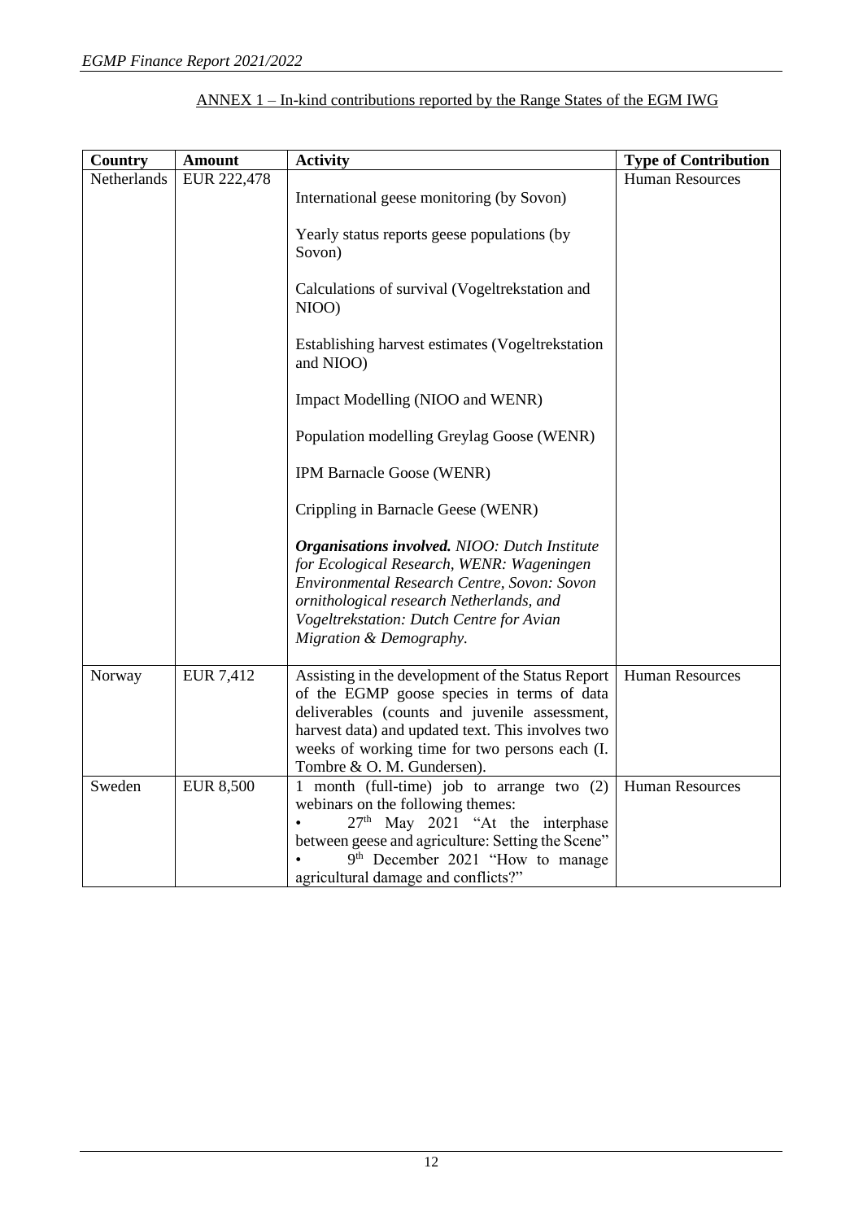## ANNEX 1 – In-kind contributions reported by the Range States of the EGM IWG

| Country | Amount | Activity | Type of Contribution |
|---|---|---|---|
| Netherlands | EUR 222,478 | International geese monitoring (by Sovon)<br><br>Yearly status reports geese populations (by Sovon)<br><br>Calculations of survival (Vogeltrekstation and NIOO)<br><br>Establishing harvest estimates (Vogeltrekstation and NIOO)<br><br>Impact Modelling (NIOO and WENR)<br><br>Population modelling Greylag Goose (WENR)<br><br>IPM Barnacle Goose (WENR)<br><br>Crippling in Barnacle Geese (WENR)<br><br>***Organisations involved.*** *NIOO: Dutch Institute for Ecological Research, WENR: Wageningen Environmental Research Centre, Sovon: Sovon ornithological research Netherlands, and Vogeltrekstation: Dutch Centre for Avian Migration & Demography.* | Human Resources |
| Norway | EUR 7,412 | Assisting in the development of the Status Report of the EGMP goose species in terms of data deliverables (counts and juvenile assessment, harvest data) and updated text. This involves two weeks of working time for two persons each (I. Tombre & O. M. Gundersen). | Human Resources |
| Sweden | EUR 8,500 | 1 month (full-time) job to arrange two (2) webinars on the following themes:<br>• 27th May 2021 "At the interphase between geese and agriculture: Setting the Scene"<br>• 9th December 2021 "How to manage agricultural damage and conflicts?" | Human Resources |